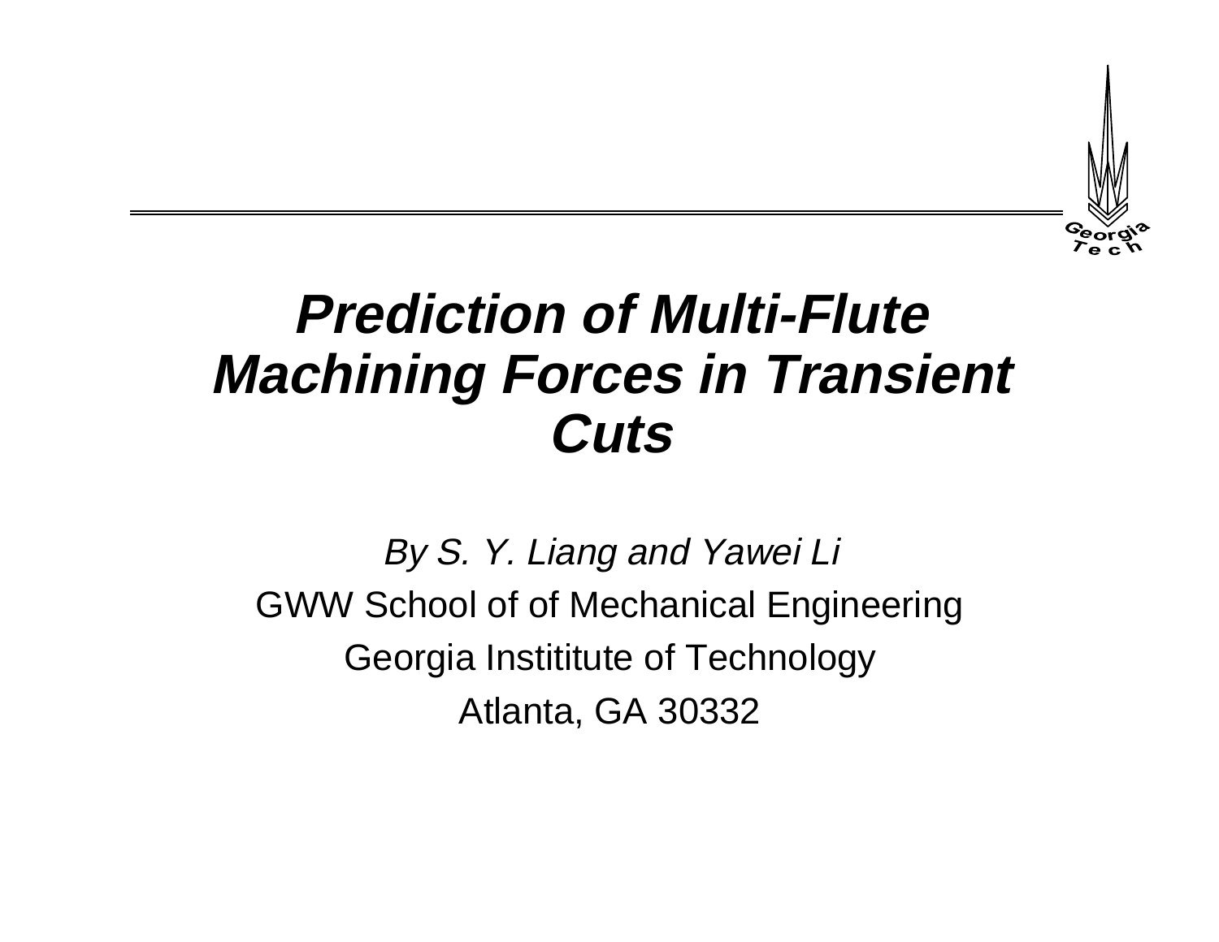# ***Prediction of Multi-Flute Machining Forces in Transient Cuts***

*By S. Y. Liang and Yawei Li*

GWW School of of Mechanical Engineering

Georgia Instititute of Technology

Atlanta, GA 30332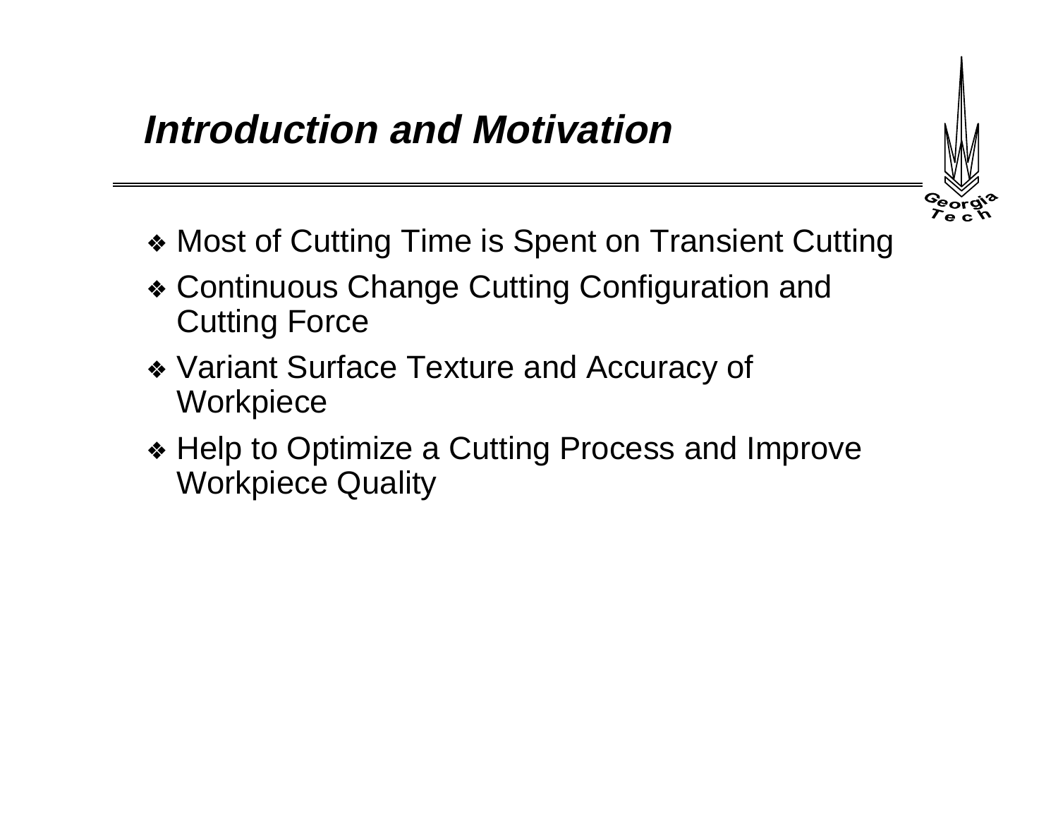# *Introduction and Motivation*

- Most of Cutting Time is Spent on Transient Cutting
- Continuous Change Cutting Configuration and Cutting Force
- Variant Surface Texture and Accuracy of Workpiece
- Help to Optimize a Cutting Process and Improve Workpiece Quality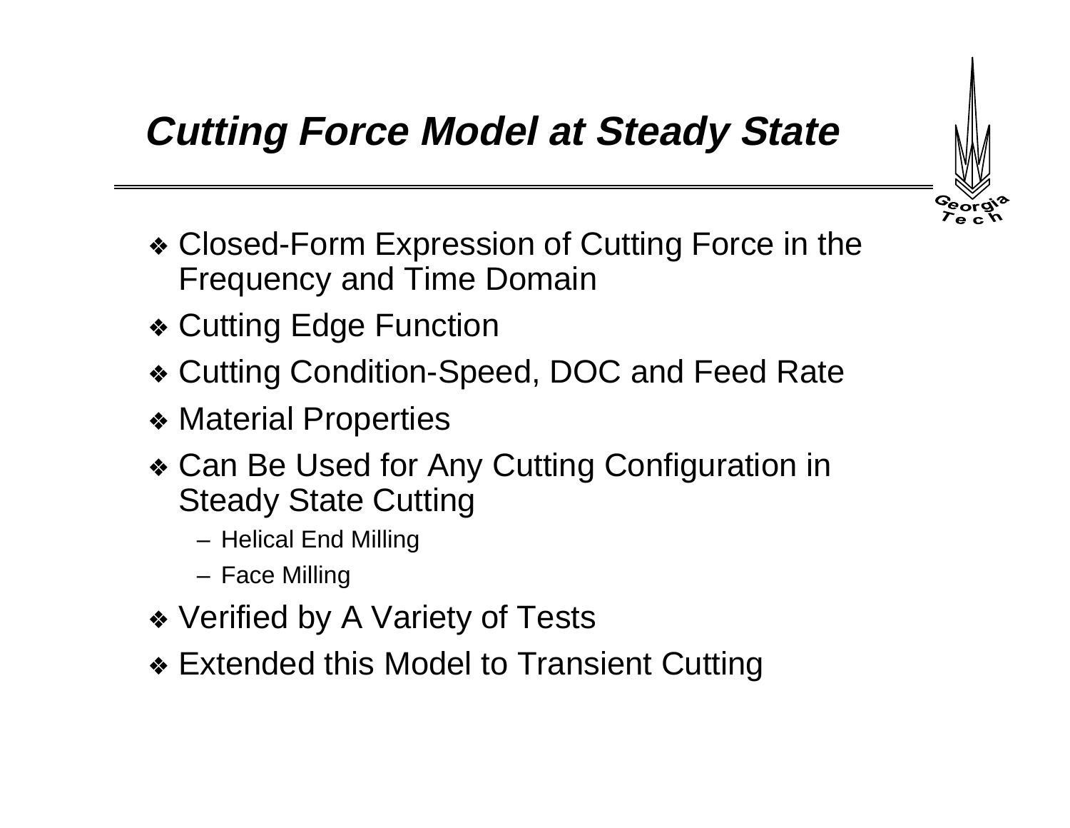# *Cutting Force Model at Steady State*

- Closed-Form Expression of Cutting Force in the Frequency and Time Domain
- Cutting Edge Function
- Cutting Condition-Speed, DOC and Feed Rate
- Material Properties
- Can Be Used for Any Cutting Configuration in Steady State Cutting
  - Helical End Milling
  - Face Milling
- Verified by A Variety of Tests
- Extended this Model to Transient Cutting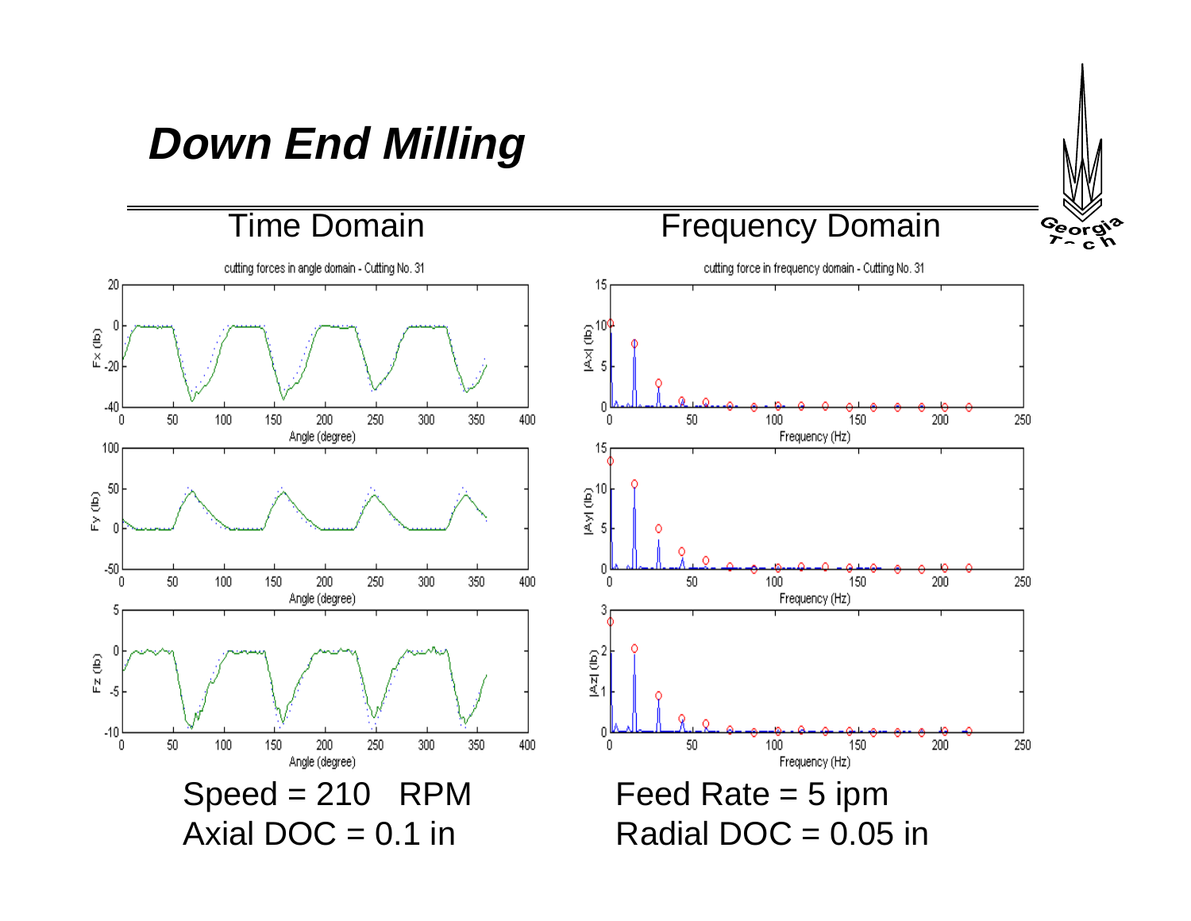# *Down End Milling*

Time Domain

Frequency Domain

Speed = 210 RPM

Axial DOC = 0.1 in

Feed Rate = 5 ipm

Radial DOC = 0.05 in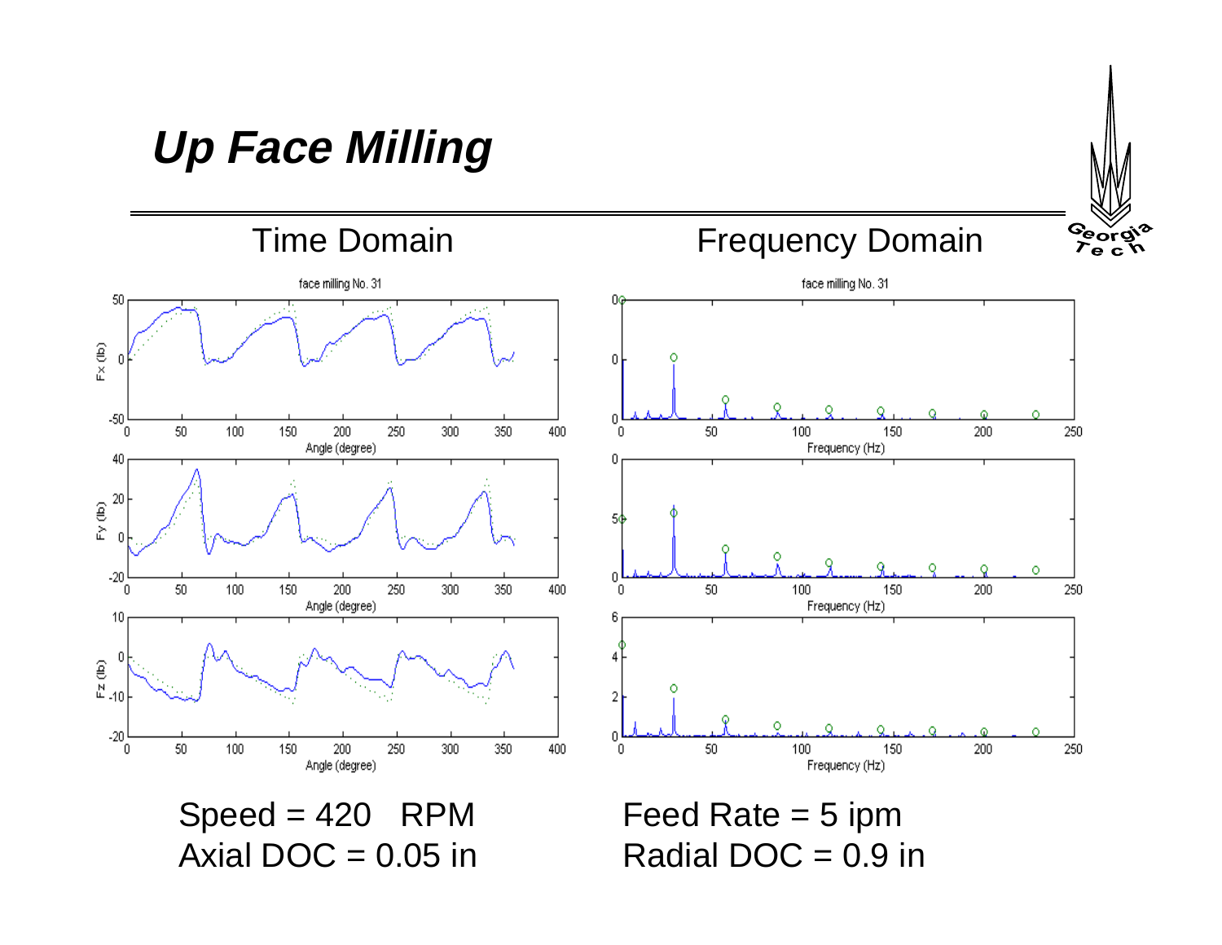# *Up Face Milling*

Time Domain

Frequency Domain

Speed = 420 RPM

Axial DOC = 0.05 in

Feed Rate = 5 ipm

Radial DOC = 0.9 in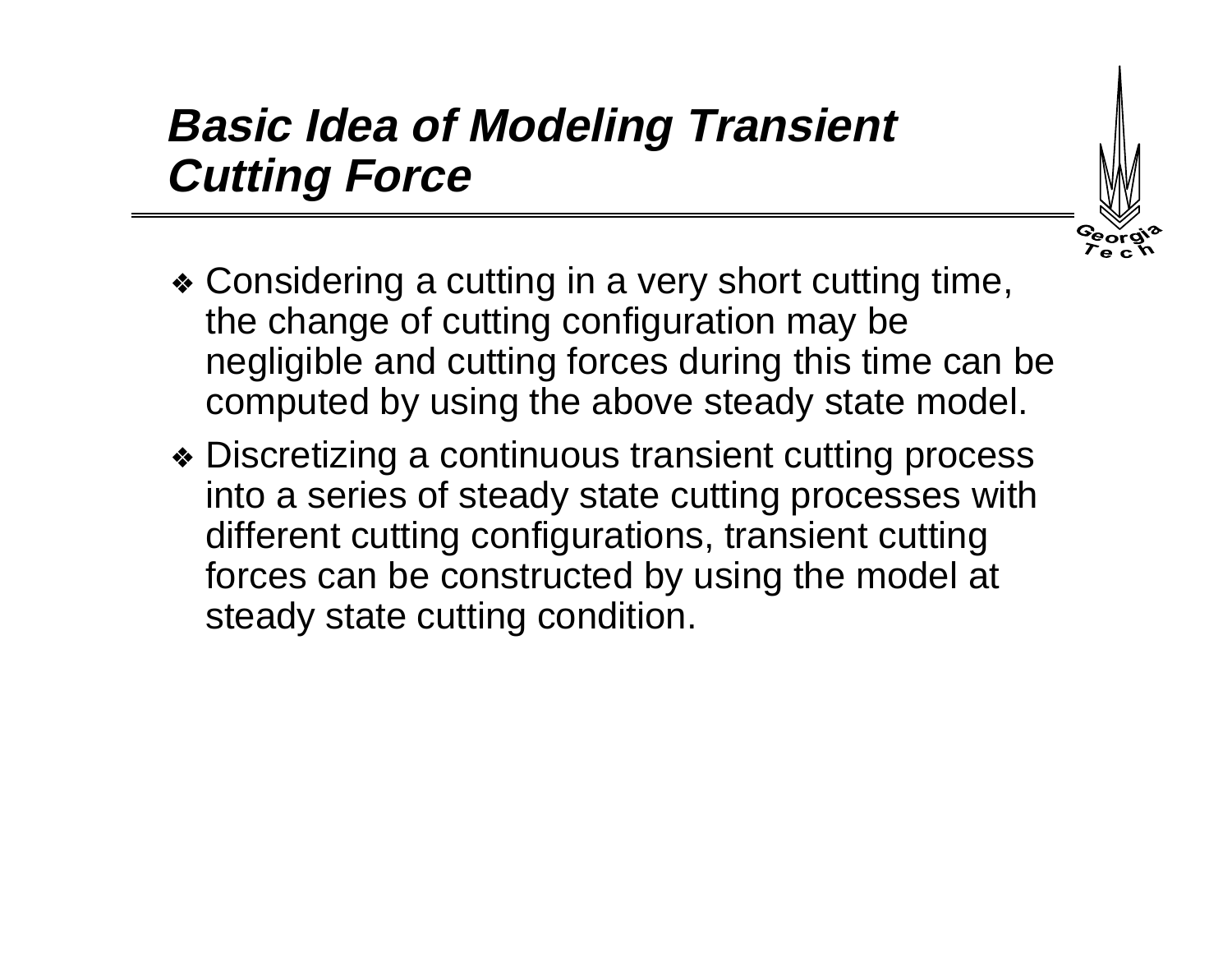# *Basic Idea of Modeling Transient Cutting Force*

- Considering a cutting in a very short cutting time, the change of cutting configuration may be negligible and cutting forces during this time can be computed by using the above steady state model.
- Discretizing a continuous transient cutting process into a series of steady state cutting processes with different cutting configurations, transient cutting forces can be constructed by using the model at steady state cutting condition.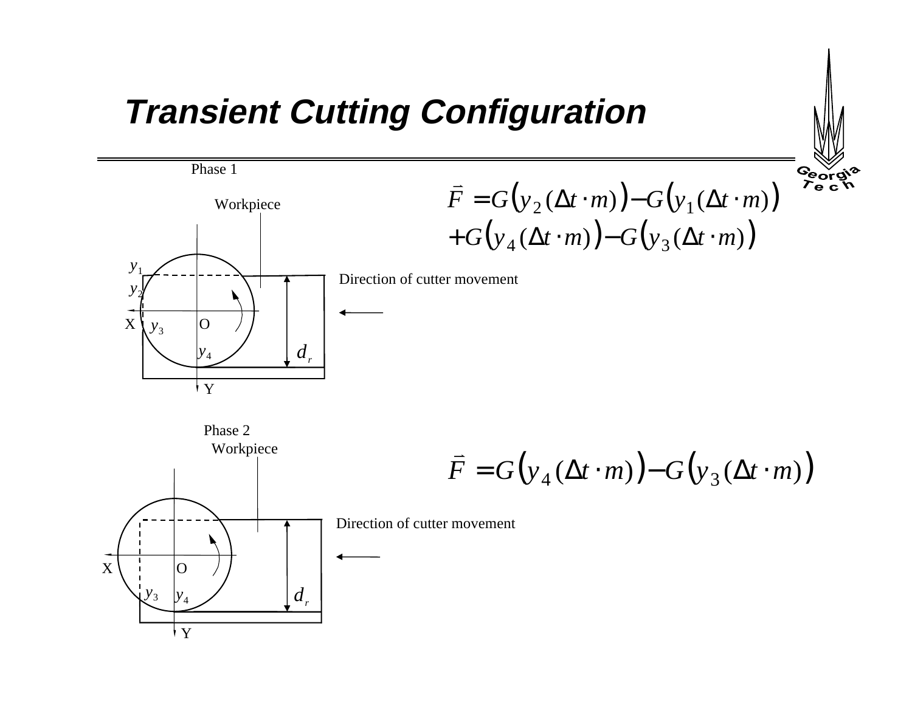# Transient Cutting Configuration

Phase 1

Workpiece

$y_1$

$y_2$

X $y_3$ O

$y_4$ $d_r$

Y

Direction of cutter movement

$$\vec{F} = G\left(y_2(\Delta t \cdot m)\right) - G\left(y_1(\Delta t \cdot m)\right) + G\left(y_4(\Delta t \cdot m)\right) - G\left(y_3(\Delta t \cdot m)\right)$$

Phase 2

Workpiece

X O

$y_3$ $y_4$ $d_r$

Y

Direction of cutter movement

$$\vec{F} = G\left(y_4(\Delta t \cdot m)\right) - G\left(y_3(\Delta t \cdot m)\right)$$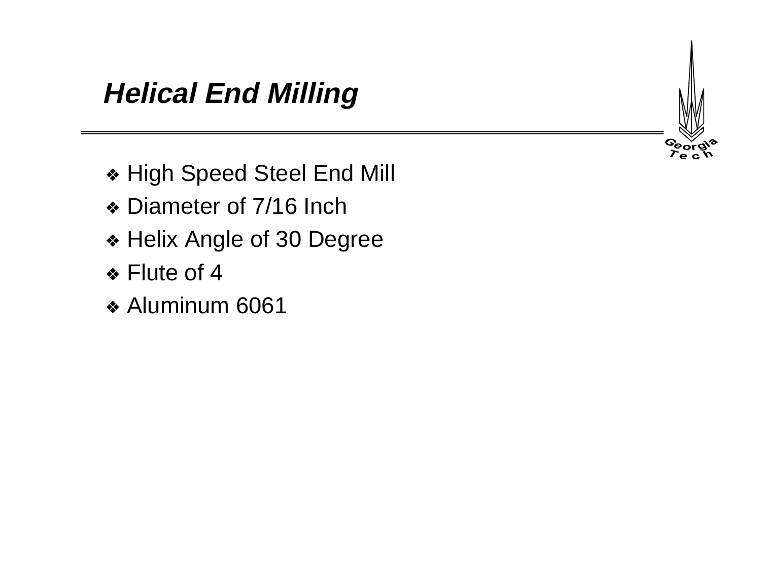# *Helical End Milling*

- High Speed Steel End Mill
- Diameter of 7/16 Inch
- Helix Angle of 30 Degree
- Flute of 4
- Aluminum 6061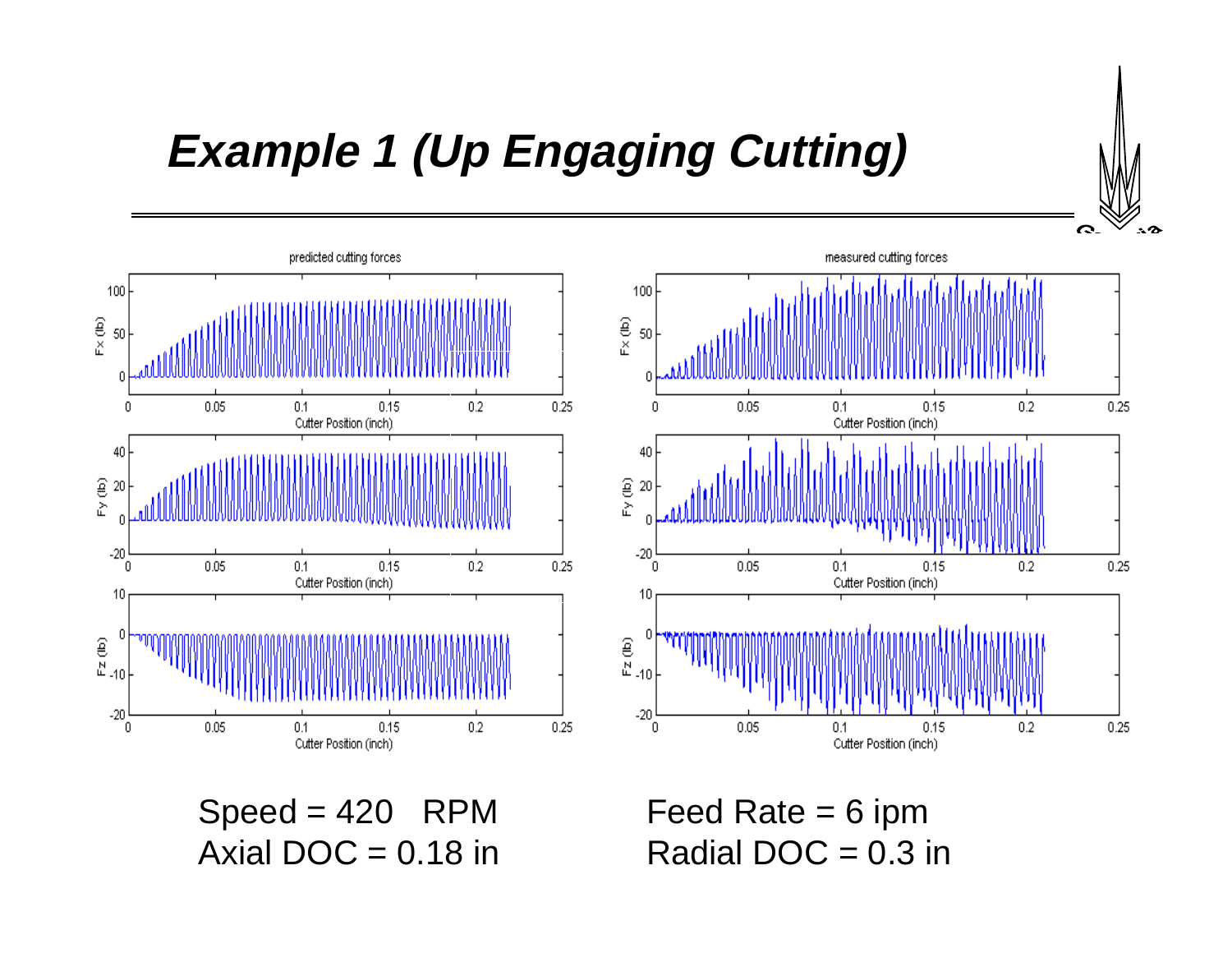# *Example 1 (Up Engaging Cutting)*

predicted cutting forces

measured cutting forces

Speed = 420 RPM

Axial DOC = 0.18 in

Feed Rate = 6 ipm

Radial DOC = 0.3 in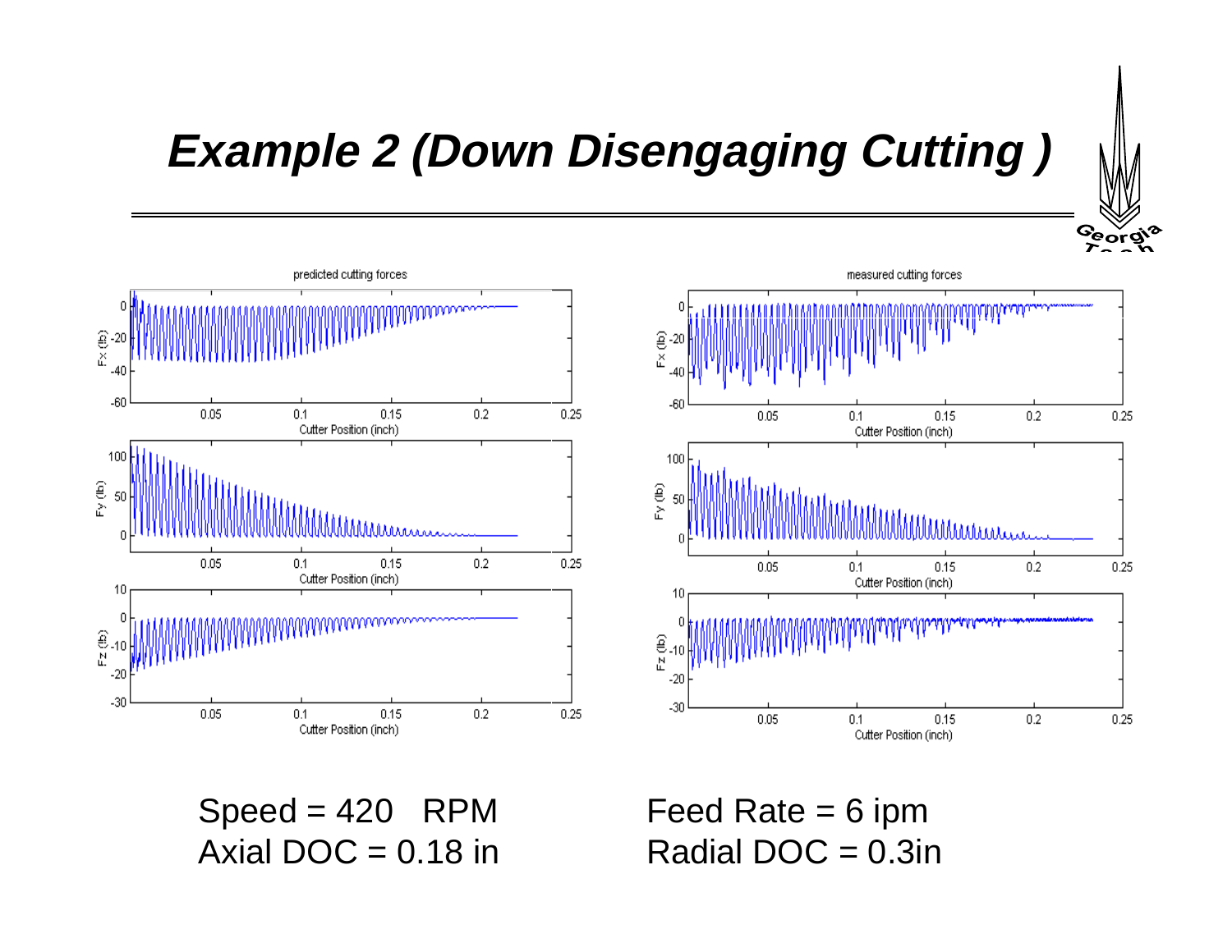# *Example 2 (Down Disengaging Cutting )*

Speed = 420 RPM

Axial DOC = 0.18 in

Feed Rate = 6 ipm

Radial DOC = 0.3in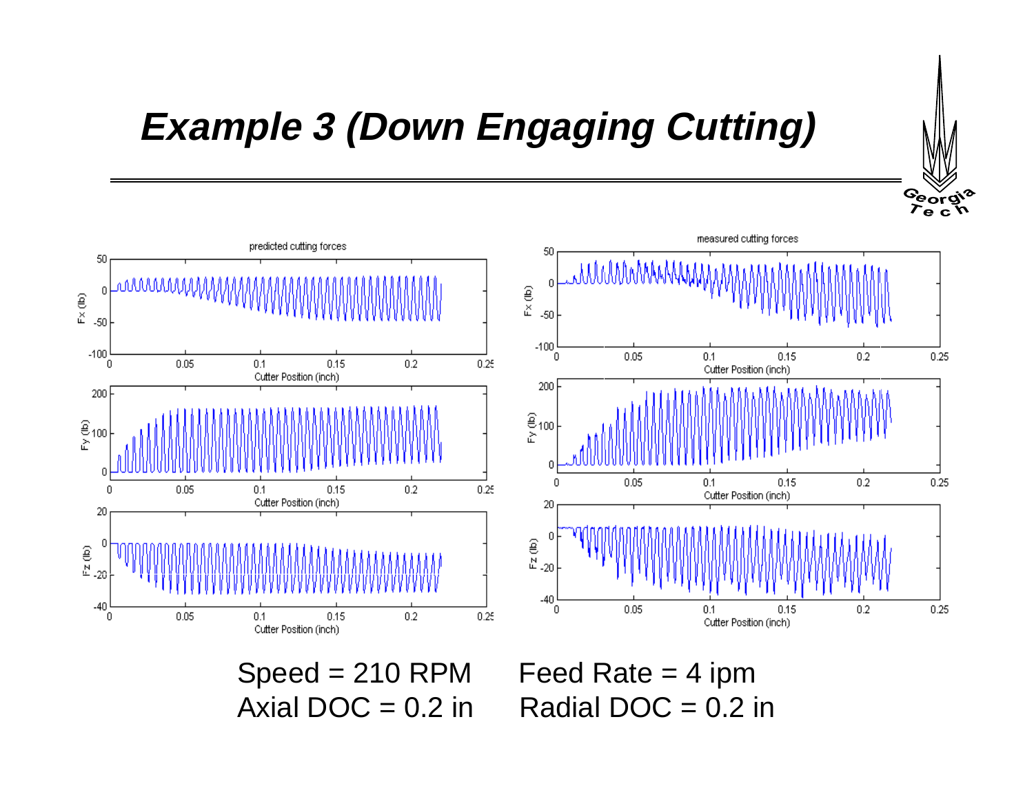# Example 3 (Down Engaging Cutting)

Speed = 210 RPM  Feed Rate = 4 ipm

Axial DOC = 0.2 in  Radial DOC = 0.2 in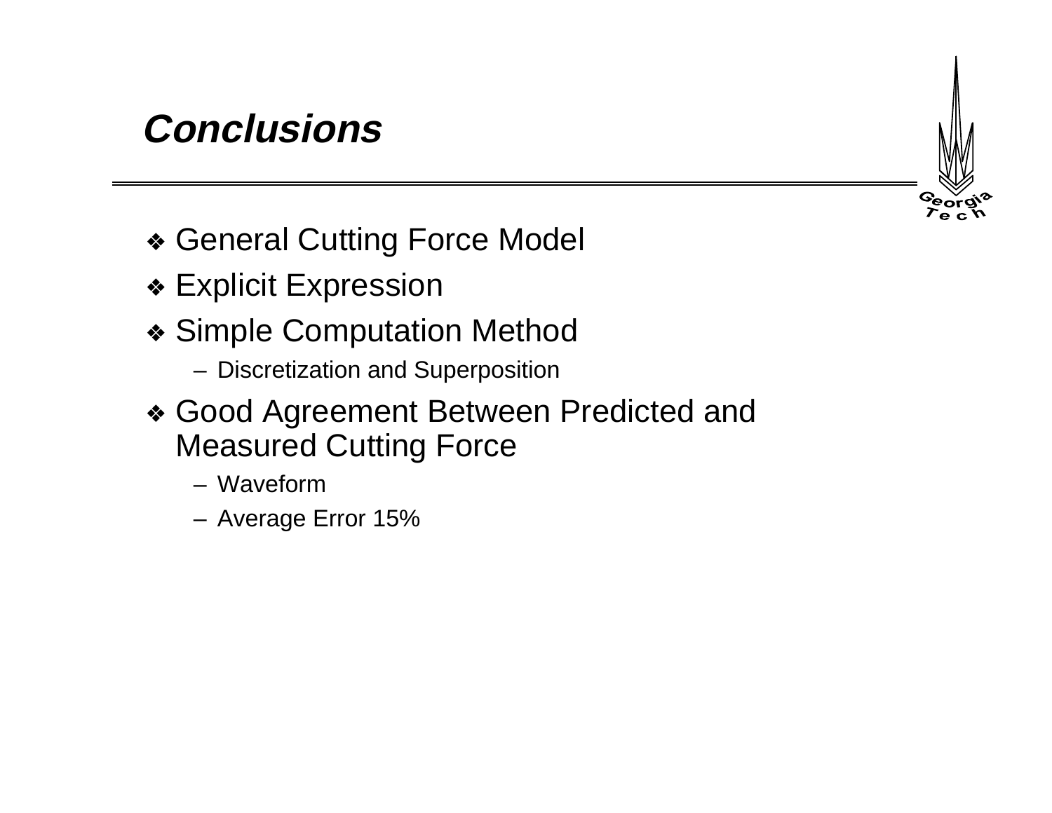# *Conclusions*

- General Cutting Force Model
- Explicit Expression
- Simple Computation Method
  - Discretization and Superposition
- Good Agreement Between Predicted and Measured Cutting Force
  - Waveform
  - Average Error 15%